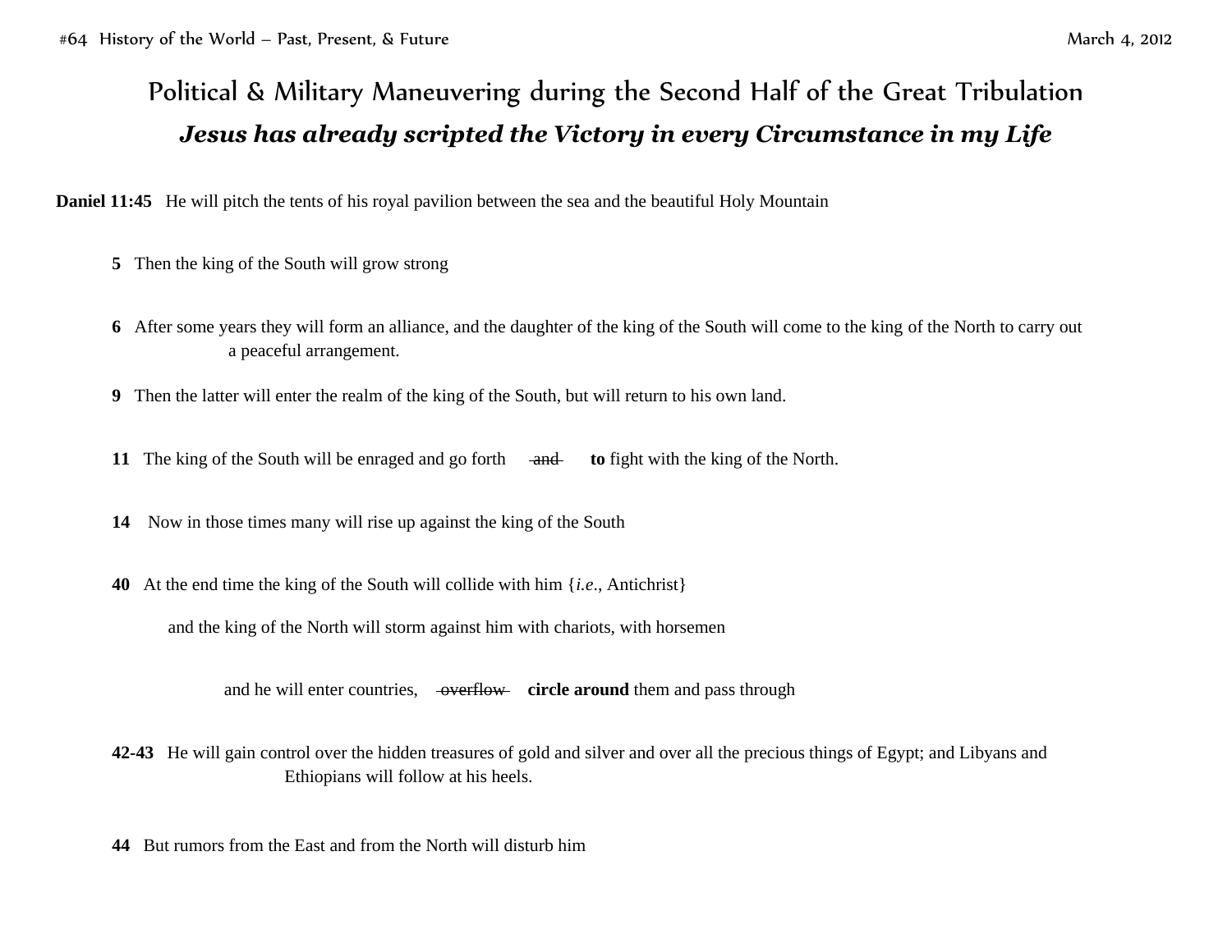# Political & Military Maneuvering during the Second Half of the Great Tribulation

## ***Jesus has already scripted the Victory in every Circumstance in my Life***

**Daniel 11:45** He will pitch the tents of his royal pavilion between the sea and the beautiful Holy Mountain

**5** Then the king of the South will grow strong

**6** After some years they will form an alliance, and the daughter of the king of the South will come to the king of the North to carry out a peaceful arrangement.

**9** Then the latter will enter the realm of the king of the South, but will return to his own land.

**11** The king of the South will be enraged and go forth ~~and~~ **to** fight with the king of the North.

**14** Now in those times many will rise up against the king of the South

**40** At the end time the king of the South will collide with him {*i.e.*, Antichrist}

and the king of the North will storm against him with chariots, with horsemen

and he will enter countries, ~~overflow~~ **circle around** them and pass through

**42-43** He will gain control over the hidden treasures of gold and silver and over all the precious things of Egypt; and Libyans and Ethiopians will follow at his heels.

**44** But rumors from the East and from the North will disturb him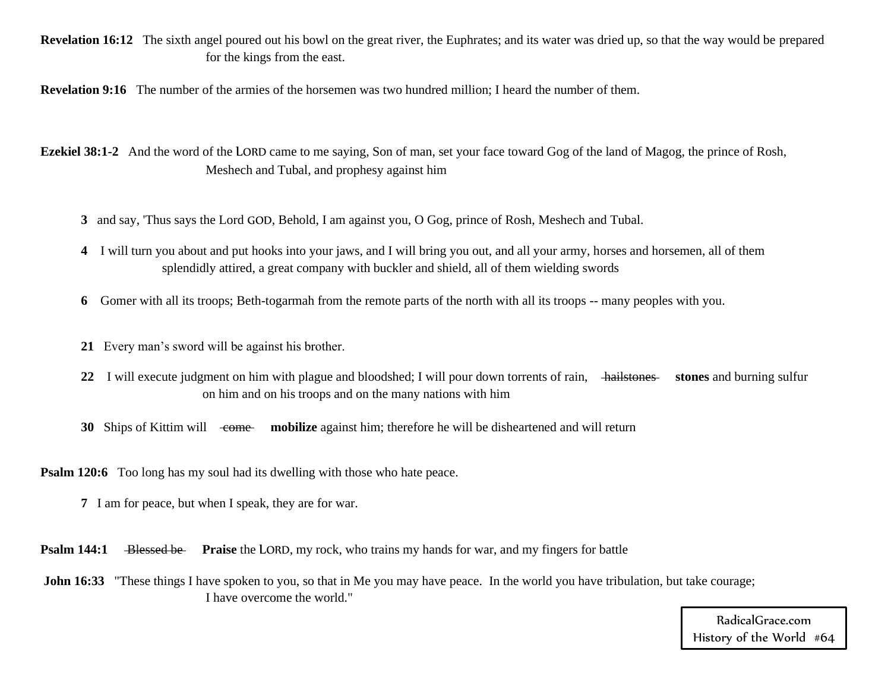**Revelation 16:12** The sixth angel poured out his bowl on the great river, the Euphrates; and its water was dried up, so that the way would be prepared for the kings from the east.

**Revelation 9:16** The number of the armies of the horsemen was two hundred million; I heard the number of them.

**Ezekiel 38:1-2** And the word of the LORD came to me saying, Son of man, set your face toward Gog of the land of Magog, the prince of Rosh, Meshech and Tubal, and prophesy against him

**3** and say, 'Thus says the Lord GOD, Behold, I am against you, O Gog, prince of Rosh, Meshech and Tubal.

**4** I will turn you about and put hooks into your jaws, and I will bring you out, and all your army, horses and horsemen, all of them splendidly attired, a great company with buckler and shield, all of them wielding swords

**6** Gomer with all its troops; Beth-togarmah from the remote parts of the north with all its troops -- many peoples with you.

**21** Every man's sword will be against his brother.

**22** I will execute judgment on him with plague and bloodshed; I will pour down torrents of rain, ~~hailstones~~ **stones** and burning sulfur on him and on his troops and on the many nations with him

**30** Ships of Kittim will ~~come~~ **mobilize** against him; therefore he will be disheartened and will return

**Psalm 120:6** Too long has my soul had its dwelling with those who hate peace.

**7** I am for peace, but when I speak, they are for war.

**Psalm 144:1** ~~Blessed be~~ **Praise** the LORD, my rock, who trains my hands for war, and my fingers for battle

**John 16:33** "These things I have spoken to you, so that in Me you may have peace. In the world you have tribulation, but take courage; I have overcome the world."

RadicalGrace.com
History of the World #64